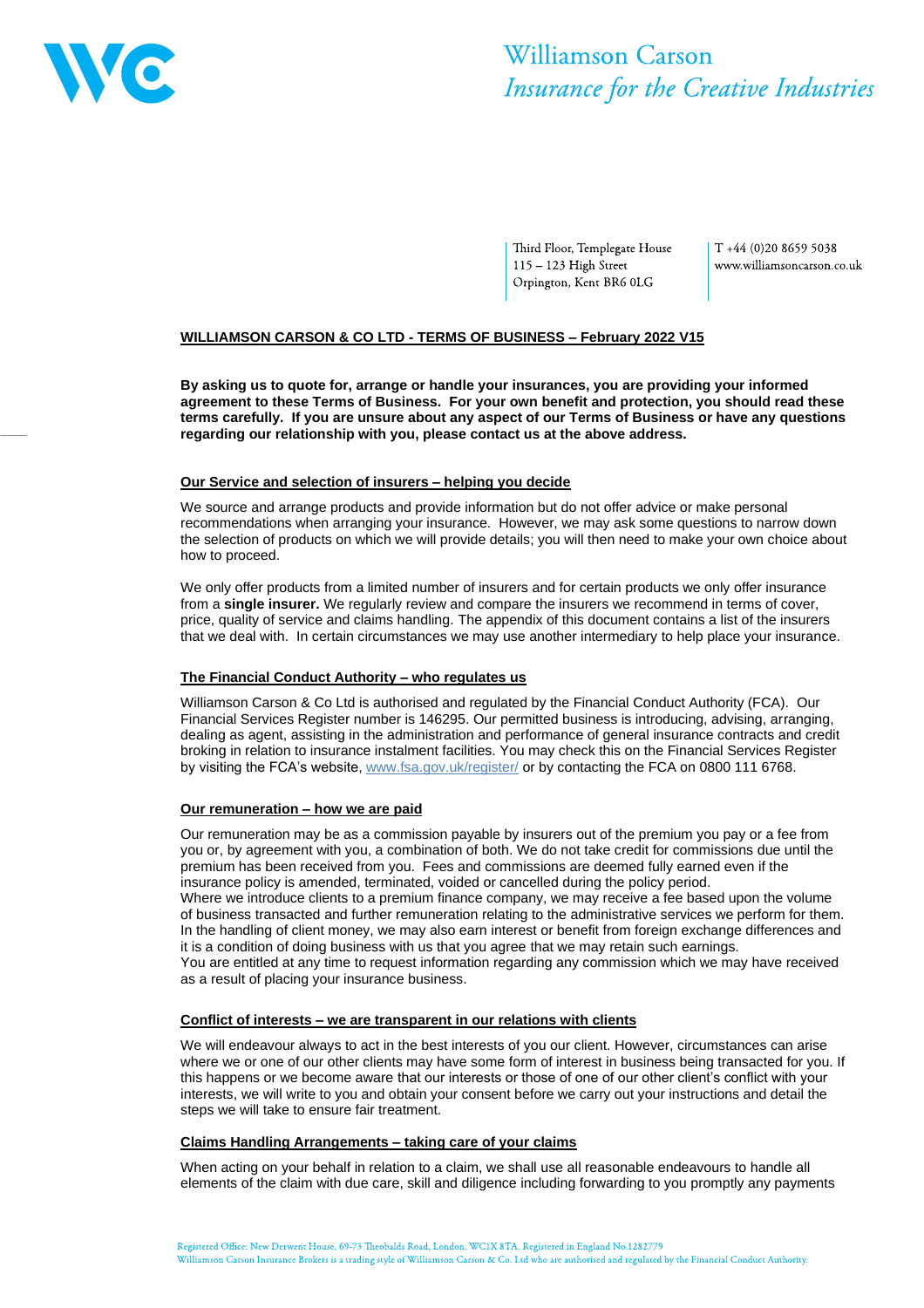Williamson Carson
*Insurance for the Creative Industries*

Third Floor, Templegate House
115 – 123 High Street
Orpington, Kent BR6 0LG

T +44 (0)20 8659 5038
www.williamsoncarson.co.uk

# WILLIAMSON CARSON & CO LTD - TERMS OF BUSINESS – February 2022 V15

**By asking us to quote for, arrange or handle your insurances, you are providing your informed agreement to these Terms of Business. For your own benefit and protection, you should read these terms carefully. If you are unsure about any aspect of our Terms of Business or have any questions regarding our relationship with you, please contact us at the above address.**

## Our Service and selection of insurers – helping you decide

We source and arrange products and provide information but do not offer advice or make personal recommendations when arranging your insurance. However, we may ask some questions to narrow down the selection of products on which we will provide details; you will then need to make your own choice about how to proceed.

We only offer products from a limited number of insurers and for certain products we only offer insurance from a **single insurer.** We regularly review and compare the insurers we recommend in terms of cover, price, quality of service and claims handling. The appendix of this document contains a list of the insurers that we deal with. In certain circumstances we may use another intermediary to help place your insurance.

## The Financial Conduct Authority – who regulates us

Williamson Carson & Co Ltd is authorised and regulated by the Financial Conduct Authority (FCA). Our Financial Services Register number is 146295. Our permitted business is introducing, advising, arranging, dealing as agent, assisting in the administration and performance of general insurance contracts and credit broking in relation to insurance instalment facilities. You may check this on the Financial Services Register by visiting the FCA's website, www.fsa.gov.uk/register/ or by contacting the FCA on 0800 111 6768.

## Our remuneration – how we are paid

Our remuneration may be as a commission payable by insurers out of the premium you pay or a fee from you or, by agreement with you, a combination of both. We do not take credit for commissions due until the premium has been received from you. Fees and commissions are deemed fully earned even if the insurance policy is amended, terminated, voided or cancelled during the policy period.
Where we introduce clients to a premium finance company, we may receive a fee based upon the volume of business transacted and further remuneration relating to the administrative services we perform for them. In the handling of client money, we may also earn interest or benefit from foreign exchange differences and it is a condition of doing business with us that you agree that we may retain such earnings.
You are entitled at any time to request information regarding any commission which we may have received as a result of placing your insurance business.

## Conflict of interests – we are transparent in our relations with clients

We will endeavour always to act in the best interests of you our client. However, circumstances can arise where we or one of our other clients may have some form of interest in business being transacted for you. If this happens or we become aware that our interests or those of one of our other client's conflict with your interests, we will write to you and obtain your consent before we carry out your instructions and detail the steps we will take to ensure fair treatment.

## Claims Handling Arrangements – taking care of your claims

When acting on your behalf in relation to a claim, we shall use all reasonable endeavours to handle all elements of the claim with due care, skill and diligence including forwarding to you promptly any payments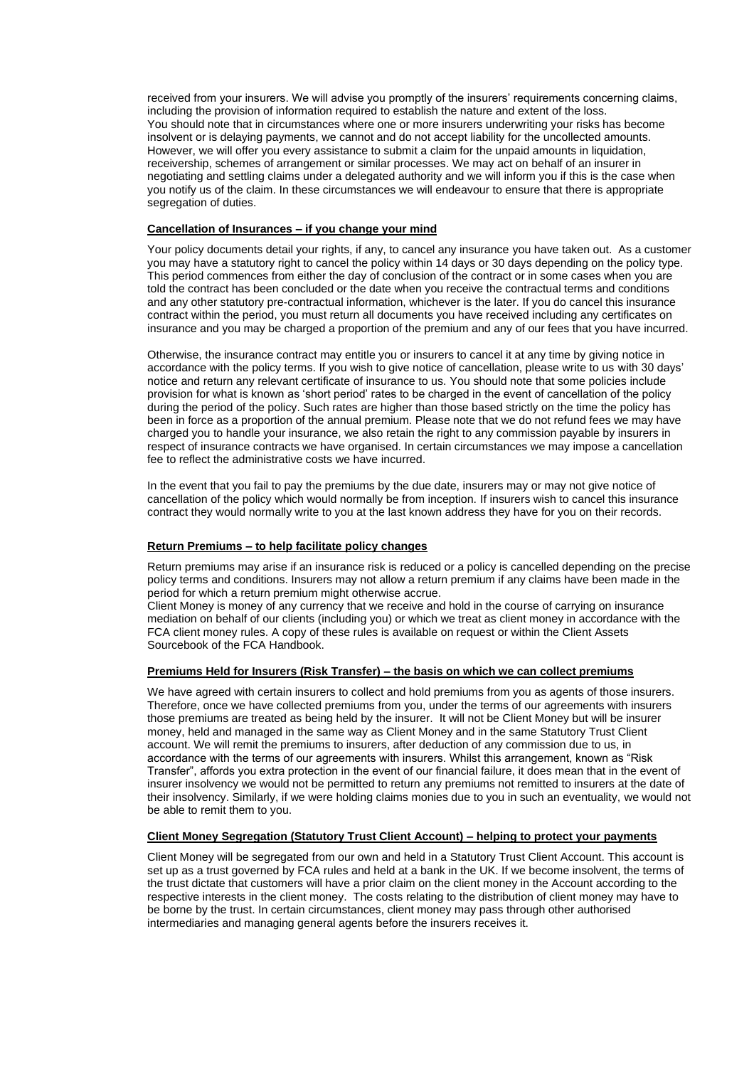received from your insurers. We will advise you promptly of the insurers' requirements concerning claims, including the provision of information required to establish the nature and extent of the loss.
You should note that in circumstances where one or more insurers underwriting your risks has become insolvent or is delaying payments, we cannot and do not accept liability for the uncollected amounts. However, we will offer you every assistance to submit a claim for the unpaid amounts in liquidation, receivership, schemes of arrangement or similar processes. We may act on behalf of an insurer in negotiating and settling claims under a delegated authority and we will inform you if this is the case when you notify us of the claim. In these circumstances we will endeavour to ensure that there is appropriate segregation of duties.

**Cancellation of Insurances – if you change your mind**

Your policy documents detail your rights, if any, to cancel any insurance you have taken out. As a customer you may have a statutory right to cancel the policy within 14 days or 30 days depending on the policy type. This period commences from either the day of conclusion of the contract or in some cases when you are told the contract has been concluded or the date when you receive the contractual terms and conditions and any other statutory pre-contractual information, whichever is the later. If you do cancel this insurance contract within the period, you must return all documents you have received including any certificates on insurance and you may be charged a proportion of the premium and any of our fees that you have incurred.

Otherwise, the insurance contract may entitle you or insurers to cancel it at any time by giving notice in accordance with the policy terms. If you wish to give notice of cancellation, please write to us with 30 days' notice and return any relevant certificate of insurance to us. You should note that some policies include provision for what is known as 'short period' rates to be charged in the event of cancellation of the policy during the period of the policy. Such rates are higher than those based strictly on the time the policy has been in force as a proportion of the annual premium. Please note that we do not refund fees we may have charged you to handle your insurance, we also retain the right to any commission payable by insurers in respect of insurance contracts we have organised. In certain circumstances we may impose a cancellation fee to reflect the administrative costs we have incurred.

In the event that you fail to pay the premiums by the due date, insurers may or may not give notice of cancellation of the policy which would normally be from inception. If insurers wish to cancel this insurance contract they would normally write to you at the last known address they have for you on their records.

**Return Premiums – to help facilitate policy changes**

Return premiums may arise if an insurance risk is reduced or a policy is cancelled depending on the precise policy terms and conditions. Insurers may not allow a return premium if any claims have been made in the period for which a return premium might otherwise accrue.
Client Money is money of any currency that we receive and hold in the course of carrying on insurance mediation on behalf of our clients (including you) or which we treat as client money in accordance with the FCA client money rules. A copy of these rules is available on request or within the Client Assets Sourcebook of the FCA Handbook.

**Premiums Held for Insurers (Risk Transfer) – the basis on which we can collect premiums**

We have agreed with certain insurers to collect and hold premiums from you as agents of those insurers. Therefore, once we have collected premiums from you, under the terms of our agreements with insurers those premiums are treated as being held by the insurer. It will not be Client Money but will be insurer money, held and managed in the same way as Client Money and in the same Statutory Trust Client account. We will remit the premiums to insurers, after deduction of any commission due to us, in accordance with the terms of our agreements with insurers. Whilst this arrangement, known as "Risk Transfer", affords you extra protection in the event of our financial failure, it does mean that in the event of insurer insolvency we would not be permitted to return any premiums not remitted to insurers at the date of their insolvency. Similarly, if we were holding claims monies due to you in such an eventuality, we would not be able to remit them to you.

**Client Money Segregation (Statutory Trust Client Account) – helping to protect your payments**

Client Money will be segregated from our own and held in a Statutory Trust Client Account. This account is set up as a trust governed by FCA rules and held at a bank in the UK. If we become insolvent, the terms of the trust dictate that customers will have a prior claim on the client money in the Account according to the respective interests in the client money. The costs relating to the distribution of client money may have to be borne by the trust. In certain circumstances, client money may pass through other authorised intermediaries and managing general agents before the insurers receives it.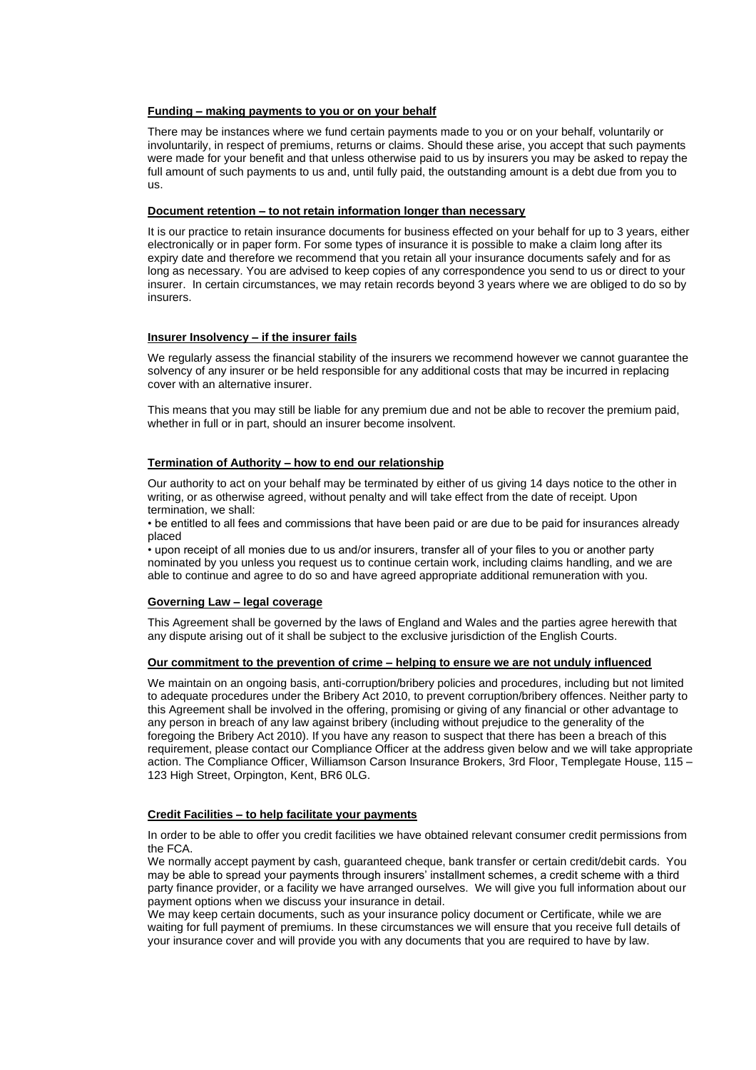**Funding – making payments to you or on your behalf**

There may be instances where we fund certain payments made to you or on your behalf, voluntarily or involuntarily, in respect of premiums, returns or claims. Should these arise, you accept that such payments were made for your benefit and that unless otherwise paid to us by insurers you may be asked to repay the full amount of such payments to us and, until fully paid, the outstanding amount is a debt due from you to us.

**Document retention – to not retain information longer than necessary**

It is our practice to retain insurance documents for business effected on your behalf for up to 3 years, either electronically or in paper form. For some types of insurance it is possible to make a claim long after its expiry date and therefore we recommend that you retain all your insurance documents safely and for as long as necessary. You are advised to keep copies of any correspondence you send to us or direct to your insurer. In certain circumstances, we may retain records beyond 3 years where we are obliged to do so by insurers.

**Insurer Insolvency – if the insurer fails**

We regularly assess the financial stability of the insurers we recommend however we cannot guarantee the solvency of any insurer or be held responsible for any additional costs that may be incurred in replacing cover with an alternative insurer.

This means that you may still be liable for any premium due and not be able to recover the premium paid, whether in full or in part, should an insurer become insolvent.

**Termination of Authority – how to end our relationship**

Our authority to act on your behalf may be terminated by either of us giving 14 days notice to the other in writing, or as otherwise agreed, without penalty and will take effect from the date of receipt. Upon termination, we shall:

- be entitled to all fees and commissions that have been paid or are due to be paid for insurances already placed
- upon receipt of all monies due to us and/or insurers, transfer all of your files to you or another party nominated by you unless you request us to continue certain work, including claims handling, and we are able to continue and agree to do so and have agreed appropriate additional remuneration with you.

**Governing Law – legal coverage**

This Agreement shall be governed by the laws of England and Wales and the parties agree herewith that any dispute arising out of it shall be subject to the exclusive jurisdiction of the English Courts.

**Our commitment to the prevention of crime – helping to ensure we are not unduly influenced**

We maintain on an ongoing basis, anti-corruption/bribery policies and procedures, including but not limited to adequate procedures under the Bribery Act 2010, to prevent corruption/bribery offences. Neither party to this Agreement shall be involved in the offering, promising or giving of any financial or other advantage to any person in breach of any law against bribery (including without prejudice to the generality of the foregoing the Bribery Act 2010). If you have any reason to suspect that there has been a breach of this requirement, please contact our Compliance Officer at the address given below and we will take appropriate action. The Compliance Officer, Williamson Carson Insurance Brokers, 3rd Floor, Templegate House, 115 – 123 High Street, Orpington, Kent, BR6 0LG.

**Credit Facilities – to help facilitate your payments**

In order to be able to offer you credit facilities we have obtained relevant consumer credit permissions from the FCA.

We normally accept payment by cash, guaranteed cheque, bank transfer or certain credit/debit cards. You may be able to spread your payments through insurers' installment schemes, a credit scheme with a third party finance provider, or a facility we have arranged ourselves. We will give you full information about our payment options when we discuss your insurance in detail.

We may keep certain documents, such as your insurance policy document or Certificate, while we are waiting for full payment of premiums. In these circumstances we will ensure that you receive full details of your insurance cover and will provide you with any documents that you are required to have by law.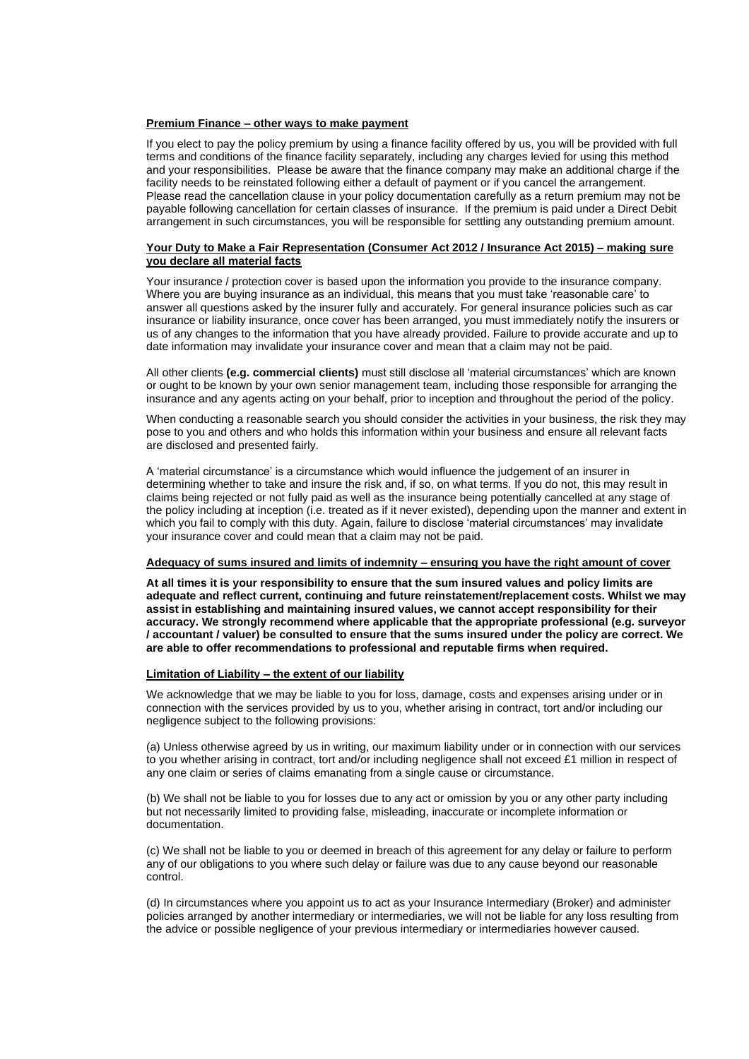**Premium Finance – other ways to make payment**

If you elect to pay the policy premium by using a finance facility offered by us, you will be provided with full terms and conditions of the finance facility separately, including any charges levied for using this method and your responsibilities. Please be aware that the finance company may make an additional charge if the facility needs to be reinstated following either a default of payment or if you cancel the arrangement. Please read the cancellation clause in your policy documentation carefully as a return premium may not be payable following cancellation for certain classes of insurance. If the premium is paid under a Direct Debit arrangement in such circumstances, you will be responsible for settling any outstanding premium amount.

**Your Duty to Make a Fair Representation (Consumer Act 2012 / Insurance Act 2015) – making sure you declare all material facts**

Your insurance / protection cover is based upon the information you provide to the insurance company. Where you are buying insurance as an individual, this means that you must take 'reasonable care' to answer all questions asked by the insurer fully and accurately. For general insurance policies such as car insurance or liability insurance, once cover has been arranged, you must immediately notify the insurers or us of any changes to the information that you have already provided. Failure to provide accurate and up to date information may invalidate your insurance cover and mean that a claim may not be paid.

All other clients **(e.g. commercial clients)** must still disclose all 'material circumstances' which are known or ought to be known by your own senior management team, including those responsible for arranging the insurance and any agents acting on your behalf, prior to inception and throughout the period of the policy.

When conducting a reasonable search you should consider the activities in your business, the risk they may pose to you and others and who holds this information within your business and ensure all relevant facts are disclosed and presented fairly.

A 'material circumstance' is a circumstance which would influence the judgement of an insurer in determining whether to take and insure the risk and, if so, on what terms. If you do not, this may result in claims being rejected or not fully paid as well as the insurance being potentially cancelled at any stage of the policy including at inception (i.e. treated as if it never existed), depending upon the manner and extent in which you fail to comply with this duty. Again, failure to disclose 'material circumstances' may invalidate your insurance cover and could mean that a claim may not be paid.

**Adequacy of sums insured and limits of indemnity – ensuring you have the right amount of cover**

**At all times it is your responsibility to ensure that the sum insured values and policy limits are adequate and reflect current, continuing and future reinstatement/replacement costs. Whilst we may assist in establishing and maintaining insured values, we cannot accept responsibility for their accuracy. We strongly recommend where applicable that the appropriate professional (e.g. surveyor / accountant / valuer) be consulted to ensure that the sums insured under the policy are correct. We are able to offer recommendations to professional and reputable firms when required.**

**Limitation of Liability – the extent of our liability**

We acknowledge that we may be liable to you for loss, damage, costs and expenses arising under or in connection with the services provided by us to you, whether arising in contract, tort and/or including our negligence subject to the following provisions:

(a) Unless otherwise agreed by us in writing, our maximum liability under or in connection with our services to you whether arising in contract, tort and/or including negligence shall not exceed £1 million in respect of any one claim or series of claims emanating from a single cause or circumstance.

(b) We shall not be liable to you for losses due to any act or omission by you or any other party including but not necessarily limited to providing false, misleading, inaccurate or incomplete information or documentation.

(c) We shall not be liable to you or deemed in breach of this agreement for any delay or failure to perform any of our obligations to you where such delay or failure was due to any cause beyond our reasonable control.

(d) In circumstances where you appoint us to act as your Insurance Intermediary (Broker) and administer policies arranged by another intermediary or intermediaries, we will not be liable for any loss resulting from the advice or possible negligence of your previous intermediary or intermediaries however caused.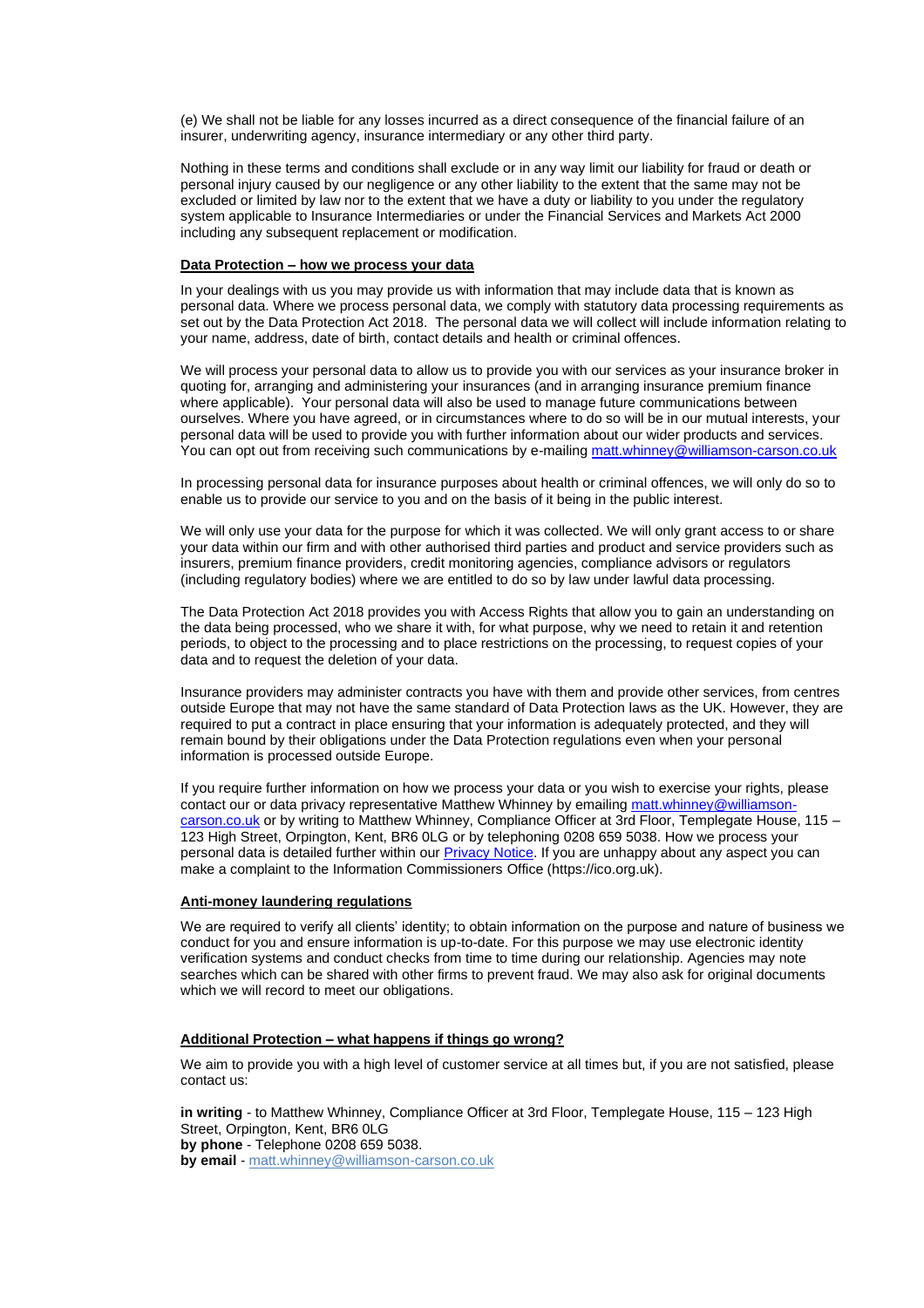(e) We shall not be liable for any losses incurred as a direct consequence of the financial failure of an insurer, underwriting agency, insurance intermediary or any other third party.

Nothing in these terms and conditions shall exclude or in any way limit our liability for fraud or death or personal injury caused by our negligence or any other liability to the extent that the same may not be excluded or limited by law nor to the extent that we have a duty or liability to you under the regulatory system applicable to Insurance Intermediaries or under the Financial Services and Markets Act 2000 including any subsequent replacement or modification.

**Data Protection – how we process your data**

In your dealings with us you may provide us with information that may include data that is known as personal data. Where we process personal data, we comply with statutory data processing requirements as set out by the Data Protection Act 2018. The personal data we will collect will include information relating to your name, address, date of birth, contact details and health or criminal offences.

We will process your personal data to allow us to provide you with our services as your insurance broker in quoting for, arranging and administering your insurances (and in arranging insurance premium finance where applicable). Your personal data will also be used to manage future communications between ourselves. Where you have agreed, or in circumstances where to do so will be in our mutual interests, your personal data will be used to provide you with further information about our wider products and services. You can opt out from receiving such communications by e-mailing matt.whinney@williamson-carson.co.uk

In processing personal data for insurance purposes about health or criminal offences, we will only do so to enable us to provide our service to you and on the basis of it being in the public interest.

We will only use your data for the purpose for which it was collected. We will only grant access to or share your data within our firm and with other authorised third parties and product and service providers such as insurers, premium finance providers, credit monitoring agencies, compliance advisors or regulators (including regulatory bodies) where we are entitled to do so by law under lawful data processing.

The Data Protection Act 2018 provides you with Access Rights that allow you to gain an understanding on the data being processed, who we share it with, for what purpose, why we need to retain it and retention periods, to object to the processing and to place restrictions on the processing, to request copies of your data and to request the deletion of your data.

Insurance providers may administer contracts you have with them and provide other services, from centres outside Europe that may not have the same standard of Data Protection laws as the UK. However, they are required to put a contract in place ensuring that your information is adequately protected, and they will remain bound by their obligations under the Data Protection regulations even when your personal information is processed outside Europe.

If you require further information on how we process your data or you wish to exercise your rights, please contact our or data privacy representative Matthew Whinney by emailing matt.whinney@williamson-carson.co.uk or by writing to Matthew Whinney, Compliance Officer at 3rd Floor, Templegate House, 115 – 123 High Street, Orpington, Kent, BR6 0LG or by telephoning 0208 659 5038. How we process your personal data is detailed further within our Privacy Notice. If you are unhappy about any aspect you can make a complaint to the Information Commissioners Office (https://ico.org.uk).

**Anti-money laundering regulations**

We are required to verify all clients' identity; to obtain information on the purpose and nature of business we conduct for you and ensure information is up-to-date. For this purpose we may use electronic identity verification systems and conduct checks from time to time during our relationship. Agencies may note searches which can be shared with other firms to prevent fraud. We may also ask for original documents which we will record to meet our obligations.

**Additional Protection – what happens if things go wrong?**

We aim to provide you with a high level of customer service at all times but, if you are not satisfied, please contact us:

**in writing** - to Matthew Whinney, Compliance Officer at 3rd Floor, Templegate House, 115 – 123 High Street, Orpington, Kent, BR6 0LG
**by phone** - Telephone 0208 659 5038.
**by email** - matt.whinney@williamson-carson.co.uk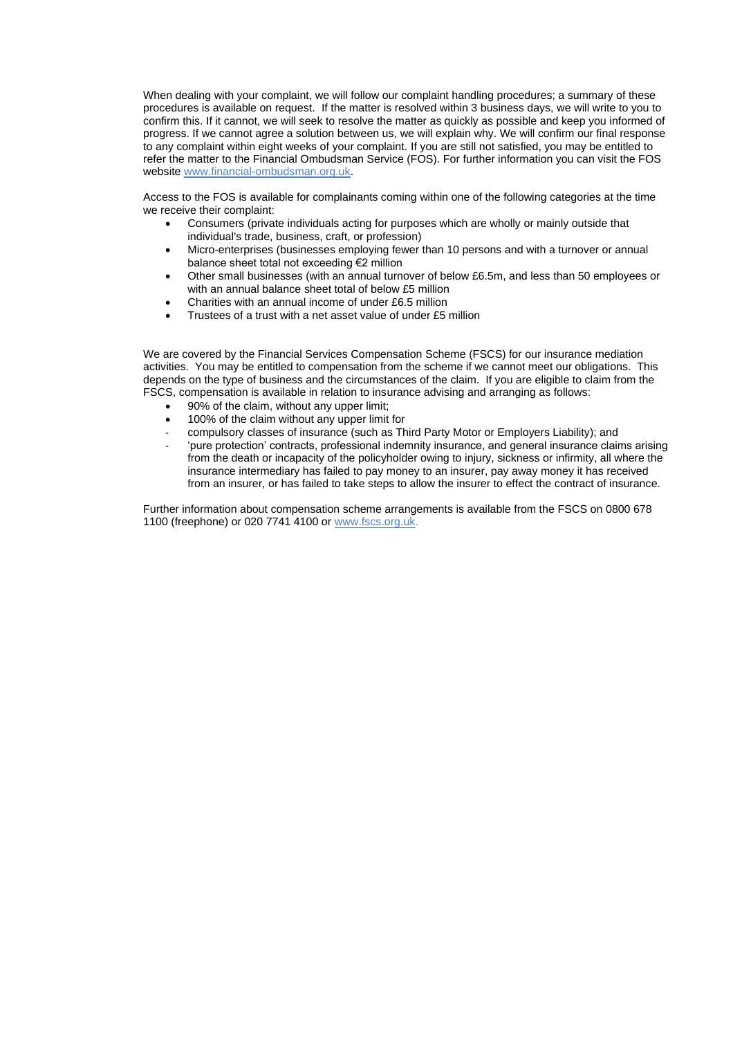When dealing with your complaint, we will follow our complaint handling procedures; a summary of these procedures is available on request. If the matter is resolved within 3 business days, we will write to you to confirm this. If it cannot, we will seek to resolve the matter as quickly as possible and keep you informed of progress. If we cannot agree a solution between us, we will explain why. We will confirm our final response to any complaint within eight weeks of your complaint. If you are still not satisfied, you may be entitled to refer the matter to the Financial Ombudsman Service (FOS). For further information you can visit the FOS website [www.financial-ombudsman.org.uk](http://www.financial-ombudsman.org.uk).

Access to the FOS is available for complainants coming within one of the following categories at the time we receive their complaint:

- Consumers (private individuals acting for purposes which are wholly or mainly outside that individual's trade, business, craft, or profession)
- Micro-enterprises (businesses employing fewer than 10 persons and with a turnover or annual balance sheet total not exceeding €2 million
- Other small businesses (with an annual turnover of below £6.5m, and less than 50 employees or with an annual balance sheet total of below £5 million
- Charities with an annual income of under £6.5 million
- Trustees of a trust with a net asset value of under £5 million

We are covered by the Financial Services Compensation Scheme (FSCS) for our insurance mediation activities. You may be entitled to compensation from the scheme if we cannot meet our obligations. This depends on the type of business and the circumstances of the claim. If you are eligible to claim from the FSCS, compensation is available in relation to insurance advising and arranging as follows:

- 90% of the claim, without any upper limit;
- 100% of the claim without any upper limit for
  - compulsory classes of insurance (such as Third Party Motor or Employers Liability); and
  - 'pure protection' contracts, professional indemnity insurance, and general insurance claims arising from the death or incapacity of the policyholder owing to injury, sickness or infirmity, all where the insurance intermediary has failed to pay money to an insurer, pay away money it has received from an insurer, or has failed to take steps to allow the insurer to effect the contract of insurance.

Further information about compensation scheme arrangements is available from the FSCS on 0800 678 1100 (freephone) or 020 7741 4100 or [www.fscs.org.uk](http://www.fscs.org.uk).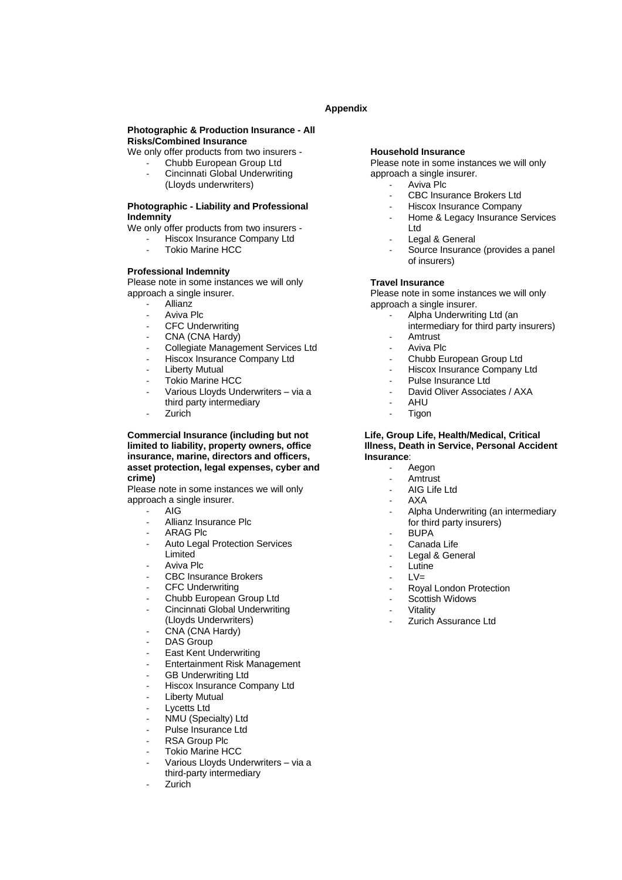## Appendix

**Photographic & Production Insurance - All Risks/Combined Insurance**

We only offer products from two insurers -

- Chubb European Group Ltd
- Cincinnati Global Underwriting (Lloyds underwriters)

**Photographic - Liability and Professional Indemnity**

We only offer products from two insurers -

- Hiscox Insurance Company Ltd
- Tokio Marine HCC

**Professional Indemnity**

Please note in some instances we will only approach a single insurer.

- Allianz
- Aviva Plc
- CFC Underwriting
- CNA (CNA Hardy)
- Collegiate Management Services Ltd
- Hiscox Insurance Company Ltd
- Liberty Mutual
- Tokio Marine HCC
- Various Lloyds Underwriters – via a third party intermediary
- Zurich

**Commercial Insurance (including but not limited to liability, property owners, office insurance, marine, directors and officers, asset protection, legal expenses, cyber and crime)**

Please note in some instances we will only approach a single insurer.

- AIG
- Allianz Insurance Plc
- ARAG Plc
- Auto Legal Protection Services Limited
- Aviva Plc
- CBC Insurance Brokers
- CFC Underwriting
- Chubb European Group Ltd
- Cincinnati Global Underwriting (Lloyds Underwriters)
- CNA (CNA Hardy)
- DAS Group
- East Kent Underwriting
- Entertainment Risk Management
- GB Underwriting Ltd
- Hiscox Insurance Company Ltd
- Liberty Mutual
- Lycetts Ltd
- NMU (Specialty) Ltd
- Pulse Insurance Ltd
- RSA Group Plc
- Tokio Marine HCC
- Various Lloyds Underwriters – via a third-party intermediary
- Zurich

**Household Insurance**

Please note in some instances we will only approach a single insurer.

- Aviva Plc
- CBC Insurance Brokers Ltd
- Hiscox Insurance Company
- Home & Legacy Insurance Services Ltd
- Legal & General
- Source Insurance (provides a panel of insurers)

**Travel Insurance**

Please note in some instances we will only approach a single insurer.

- Alpha Underwriting Ltd (an intermediary for third party insurers)
- Amtrust
- Aviva Plc
- Chubb European Group Ltd
- Hiscox Insurance Company Ltd
- Pulse Insurance Ltd
- David Oliver Associates / AXA
- AHU
- Tigon

**Life, Group Life, Health/Medical, Critical Illness, Death in Service, Personal Accident Insurance**:

- Aegon
- Amtrust
- AIG Life Ltd
- AXA
- Alpha Underwriting (an intermediary for third party insurers)
- BUPA
- Canada Life
- Legal & General
- Lutine
- LV=
- Royal London Protection
- Scottish Widows
- Vitality
- Zurich Assurance Ltd